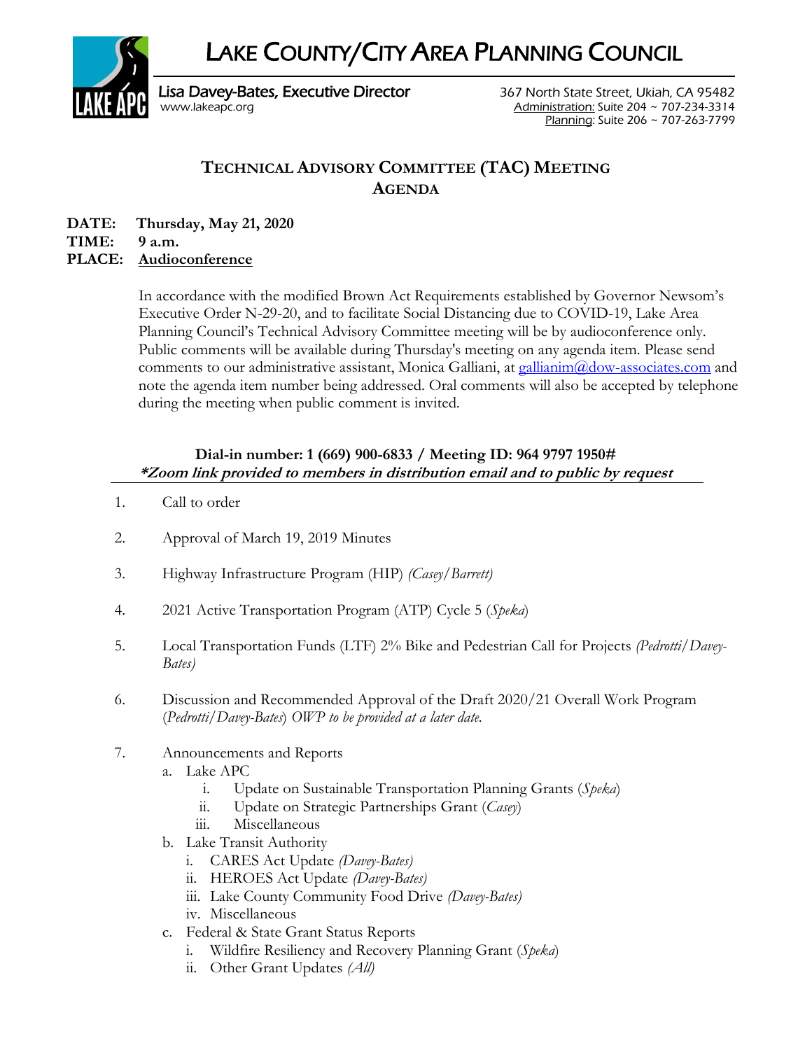# LAKE COUNTY/CITY AREA PLANNING COUNCIL

Lisa Davey-Bates, Executive Director
www.lakeapc.org

367 North State Street, Ukiah, CA 95482
Administration: Suite 204 ~ 707-234-3314
Planning: Suite 206 ~ 707-263-7799

## TECHNICAL ADVISORY COMMITTEE (TAC) MEETING AGENDA

**DATE:** **Thursday, May 21, 2020**
**TIME:** **9 a.m.**
**PLACE:** **Audioconference**

In accordance with the modified Brown Act Requirements established by Governor Newsom's Executive Order N-29-20, and to facilitate Social Distancing due to COVID-19, Lake Area Planning Council's Technical Advisory Committee meeting will be by audioconference only. Public comments will be available during Thursday's meeting on any agenda item. Please send comments to our administrative assistant, Monica Galliani, at gallianim@dow-associates.com and note the agenda item number being addressed. Oral comments will also be accepted by telephone during the meeting when public comment is invited.

**Dial-in number: 1 (669) 900-6833 / Meeting ID: 964 9797 1950#**
***Zoom link provided to members in distribution email and to public by request***

1. Call to order
2. Approval of March 19, 2019 Minutes
3. Highway Infrastructure Program (HIP) *(Casey/Barrett)*
4. 2021 Active Transportation Program (ATP) Cycle 5 (*Speka*)
5. Local Transportation Funds (LTF) 2% Bike and Pedestrian Call for Projects *(Pedrotti/Davey-Bates)*
6. Discussion and Recommended Approval of the Draft 2020/21 Overall Work Program (*Pedrotti/Davey-Bates*) *OWP to be provided at a later date.*
7. Announcements and Reports
   a. Lake APC
      i. Update on Sustainable Transportation Planning Grants (*Speka*)
      ii. Update on Strategic Partnerships Grant (*Casey*)
      iii. Miscellaneous
   b. Lake Transit Authority
      i. CARES Act Update *(Davey-Bates)*
      ii. HEROES Act Update *(Davey-Bates)*
      iii. Lake County Community Food Drive *(Davey-Bates)*
      iv. Miscellaneous
   c. Federal & State Grant Status Reports
      i. Wildfire Resiliency and Recovery Planning Grant (*Speka*)
      ii. Other Grant Updates *(All)*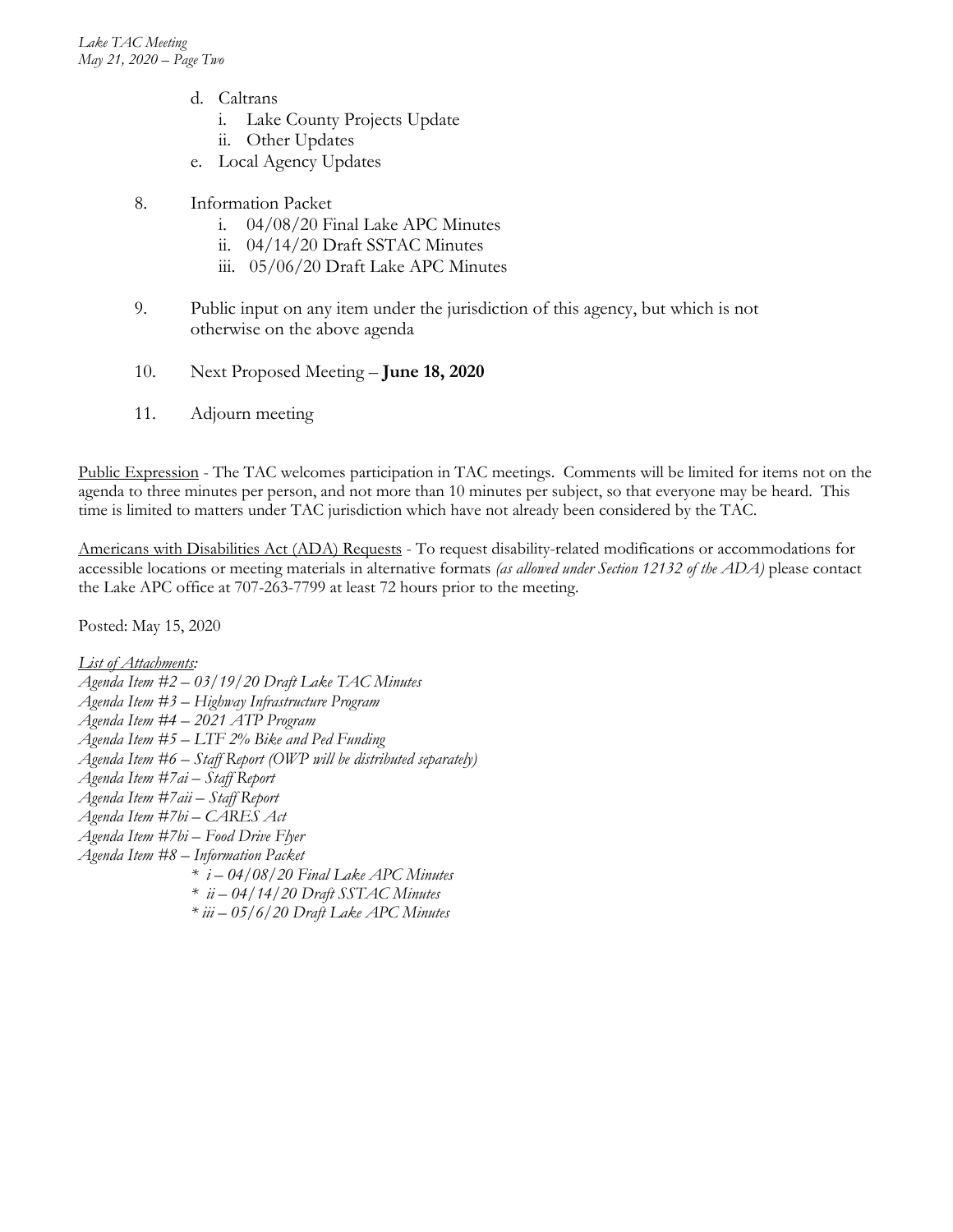d. Caltrans
    i. Lake County Projects Update
    ii. Other Updates
e. Local Agency Updates

8. Information Packet
    i. 04/08/20 Final Lake APC Minutes
    ii. 04/14/20 Draft SSTAC Minutes
    iii. 05/06/20 Draft Lake APC Minutes

9. Public input on any item under the jurisdiction of this agency, but which is not otherwise on the above agenda

10. Next Proposed Meeting – **June 18, 2020**

11. Adjourn meeting

Public Expression - The TAC welcomes participation in TAC meetings. Comments will be limited for items not on the agenda to three minutes per person, and not more than 10 minutes per subject, so that everyone may be heard. This time is limited to matters under TAC jurisdiction which have not already been considered by the TAC.

Americans with Disabilities Act (ADA) Requests - To request disability-related modifications or accommodations for accessible locations or meeting materials in alternative formats *(as allowed under Section 12132 of the ADA)* please contact the Lake APC office at 707-263-7799 at least 72 hours prior to the meeting.

Posted: May 15, 2020

*List of Attachments:*
*Agenda Item #2 – 03/19/20 Draft Lake TAC Minutes*
*Agenda Item #3 – Highway Infrastructure Program*
*Agenda Item #4 – 2021 ATP Program*
*Agenda Item #5 – LTF 2% Bike and Ped Funding*
*Agenda Item #6 – Staff Report (OWP will be distributed separately)*
*Agenda Item #7ai – Staff Report*
*Agenda Item #7aii – Staff Report*
*Agenda Item #7bi – CARES Act*
*Agenda Item #7bi – Food Drive Flyer*
*Agenda Item #8 – Information Packet*
*\* i – 04/08/20 Final Lake APC Minutes*
*\* ii – 04/14/20 Draft SSTAC Minutes*
*\* iii – 05/6/20 Draft Lake APC Minutes*